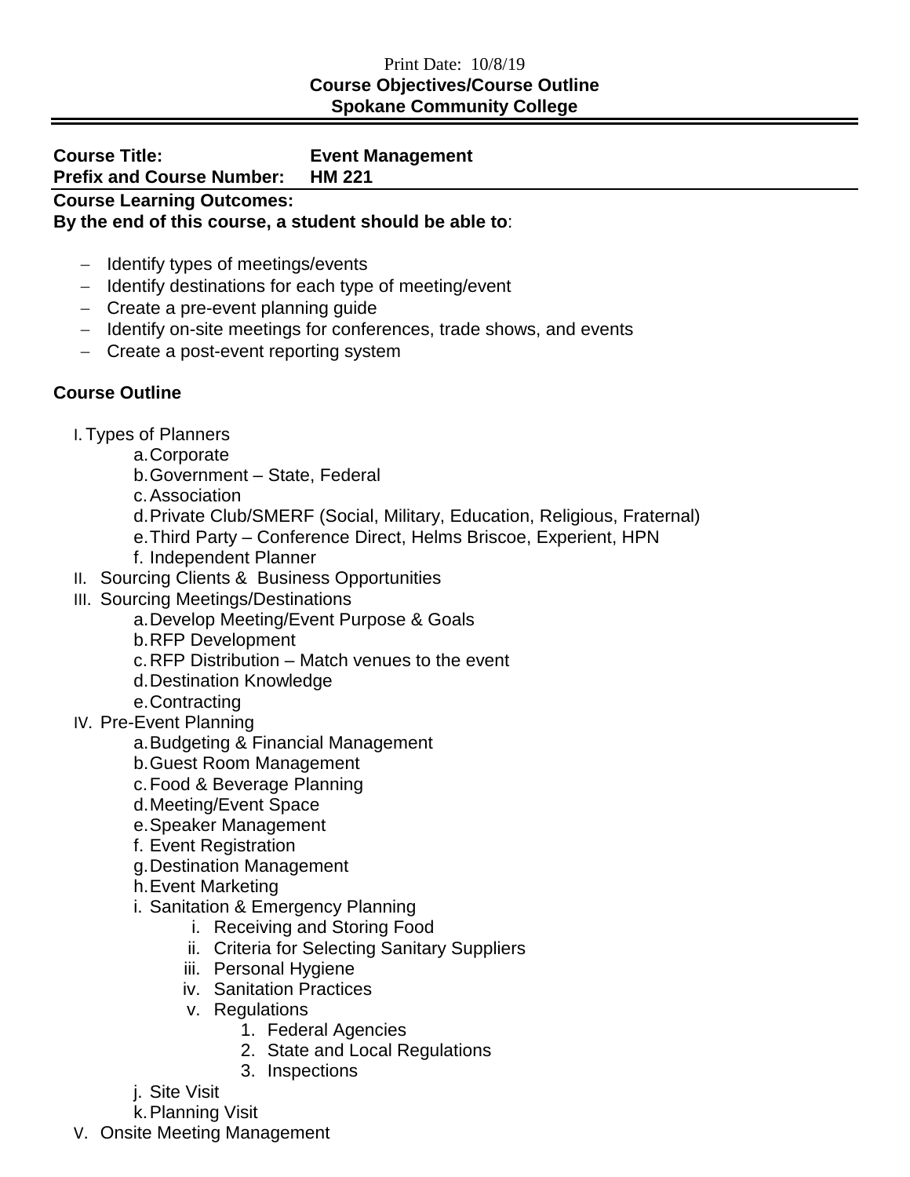Print Date: 10/8/19

**Course Objectives/Course Outline**
**Spokane Community College**

**Course Title:** **Event Management**
**Prefix and Course Number:** **HM 221**

**Course Learning Outcomes:**
**By the end of this course, a student should be able to**:

- Identify types of meetings/events
- Identify destinations for each type of meeting/event
- Create a pre-event planning guide
- Identify on-site meetings for conferences, trade shows, and events
- Create a post-event reporting system

**Course Outline**

I. Types of Planners
   a. Corporate
   b. Government – State, Federal
   c. Association
   d. Private Club/SMERF (Social, Military, Education, Religious, Fraternal)
   e. Third Party – Conference Direct, Helms Briscoe, Experient, HPN
   f. Independent Planner

II. Sourcing Clients & Business Opportunities

III. Sourcing Meetings/Destinations
   a. Develop Meeting/Event Purpose & Goals
   b. RFP Development
   c. RFP Distribution – Match venues to the event
   d. Destination Knowledge
   e. Contracting

IV. Pre-Event Planning
   a. Budgeting & Financial Management
   b. Guest Room Management
   c. Food & Beverage Planning
   d. Meeting/Event Space
   e. Speaker Management
   f. Event Registration
   g. Destination Management
   h. Event Marketing
   i. Sanitation & Emergency Planning
      i. Receiving and Storing Food
      ii. Criteria for Selecting Sanitary Suppliers
      iii. Personal Hygiene
      iv. Sanitation Practices
      v. Regulations
         1. Federal Agencies
         2. State and Local Regulations
         3. Inspections
   j. Site Visit
   k. Planning Visit

V. Onsite Meeting Management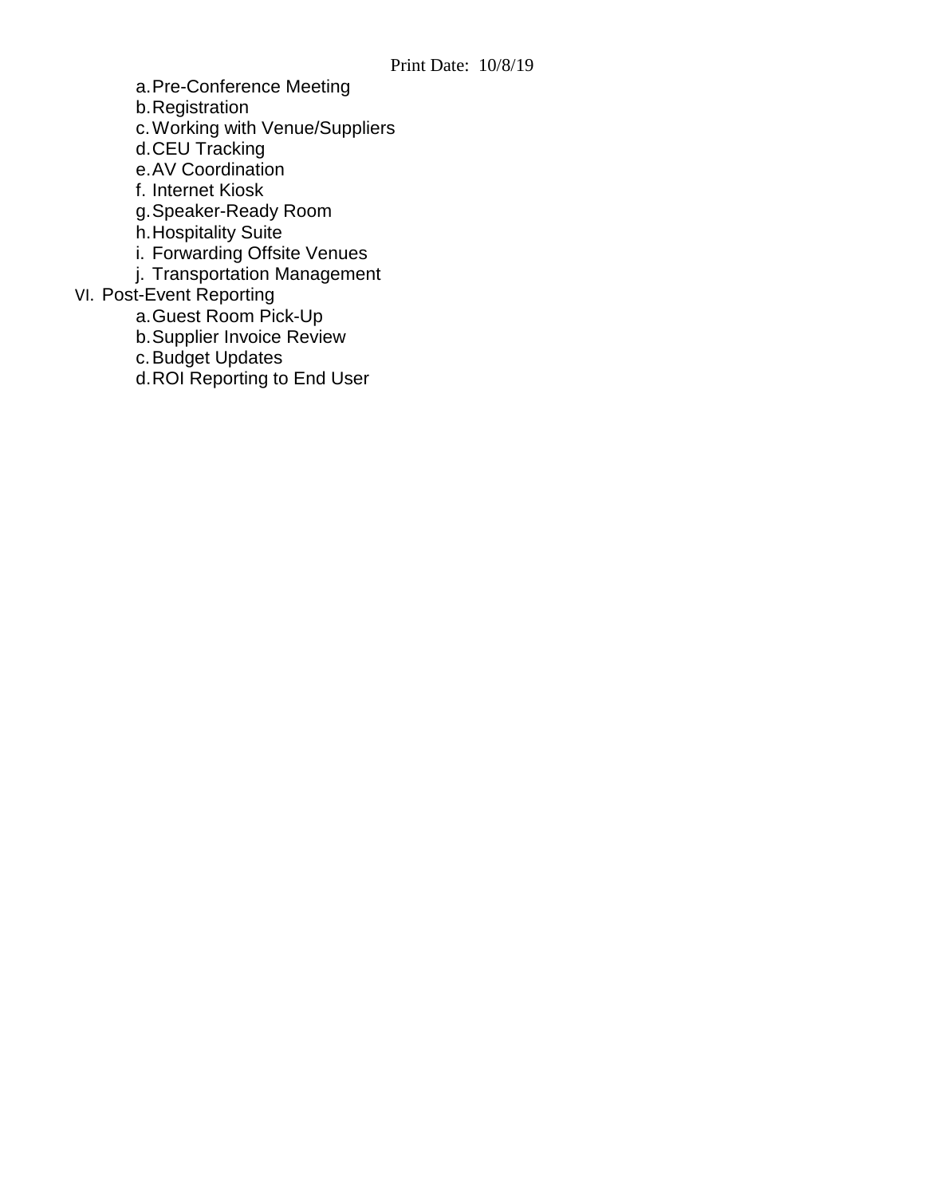a. Pre-Conference Meeting
b. Registration
c. Working with Venue/Suppliers
d. CEU Tracking
e. AV Coordination
f. Internet Kiosk
g. Speaker-Ready Room
h. Hospitality Suite
i. Forwarding Offsite Venues
j. Transportation Management

VI. Post-Event Reporting

a. Guest Room Pick-Up
b. Supplier Invoice Review
c. Budget Updates
d. ROI Reporting to End User